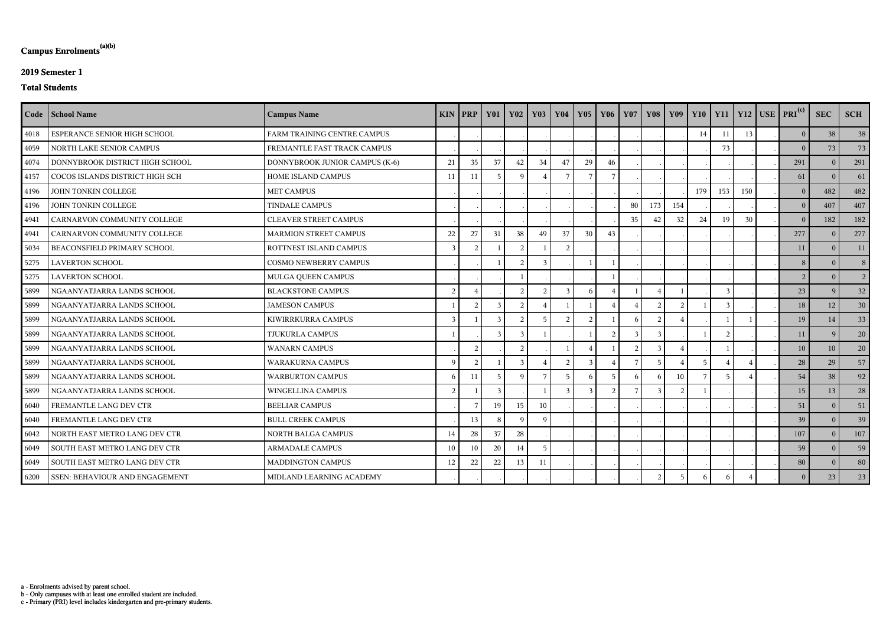**Campus Enrolments[(a)(b)]**

**2019 Semester 1**

**Total Students**

| Code | School Name | Campus Name | KIN | PRP | Y01 | Y02 | Y03 | Y04 | Y05 | Y06 | Y07 | Y08 | Y09 | Y10 | Y11 | Y12 | USE | PRI[(c)] | SEC | SCH |
|---|---|---|---|---|---|---|---|---|---|---|---|---|---|---|---|---|---|---|---|---|
| 4018 | ESPERANCE SENIOR HIGH SCHOOL | FARM TRAINING CENTRE CAMPUS | . | . | . | . | . | . | . | . | . | . | . | 14 | 11 | 13 | . | 0 | 38 | 38 |
| 4059 | NORTH LAKE SENIOR CAMPUS | FREMANTLE FAST TRACK CAMPUS | . | . | . | . | . | . | . | . | . | . | . | . | 73 | . | . | 0 | 73 | 73 |
| 4074 | DONNYBROOK DISTRICT HIGH SCHOOL | DONNYBROOK JUNIOR CAMPUS (K-6) | 21 | 35 | 37 | 42 | 34 | 47 | 29 | 46 | . | . | . | . | . | . | . | 291 | 0 | 291 |
| 4157 | COCOS ISLANDS DISTRICT HIGH SCH | HOME ISLAND CAMPUS | 11 | 11 | 5 | 9 | 4 | 7 | 7 | 7 | . | . | . | . | . | . | . | 61 | 0 | 61 |
| 4196 | JOHN TONKIN COLLEGE | MET CAMPUS | . | . | . | . | . | . | . | . | . | . | . | 179 | 153 | 150 | . | 0 | 482 | 482 |
| 4196 | JOHN TONKIN COLLEGE | TINDALE CAMPUS | . | . | . | . | . | . | . | . | 80 | 173 | 154 | . | . | . | . | 0 | 407 | 407 |
| 4941 | CARNARVON COMMUNITY COLLEGE | CLEAVER STREET CAMPUS | . | . | . | . | . | . | . | . | 35 | 42 | 32 | 24 | 19 | 30 | . | 0 | 182 | 182 |
| 4941 | CARNARVON COMMUNITY COLLEGE | MARMION STREET CAMPUS | 22 | 27 | 31 | 38 | 49 | 37 | 30 | 43 | . | . | . | . | . | . | . | 277 | 0 | 277 |
| 5034 | BEACONSFIELD PRIMARY SCHOOL | ROTTNEST ISLAND CAMPUS | 3 | 2 | 1 | 2 | 1 | 2 | . | . | . | . | . | . | . | . | . | 11 | 0 | 11 |
| 5275 | LAVERTON SCHOOL | COSMO NEWBERRY CAMPUS | . | . | 1 | 2 | 3 | . | 1 | 1 | . | . | . | . | . | . | . | 8 | 0 | 8 |
| 5275 | LAVERTON SCHOOL | MULGA QUEEN CAMPUS | . | . | . | 1 | . | . | . | 1 | . | . | . | . | . | . | . | 2 | 0 | 2 |
| 5899 | NGAANYATJARRA LANDS SCHOOL | BLACKSTONE CAMPUS | 2 | 4 | . | 2 | 2 | 3 | 6 | 4 | 1 | 4 | 1 | . | 3 | . | . | 23 | 9 | 32 |
| 5899 | NGAANYATJARRA LANDS SCHOOL | JAMESON CAMPUS | 1 | 2 | 3 | 2 | 4 | 1 | 1 | 4 | 4 | 2 | 2 | 1 | 3 | . | . | 18 | 12 | 30 |
| 5899 | NGAANYATJARRA LANDS SCHOOL | KIWIRRKURRA CAMPUS | 3 | 1 | 3 | 2 | 5 | 2 | 2 | 1 | 6 | 2 | 4 | . | 1 | 1 | . | 19 | 14 | 33 |
| 5899 | NGAANYATJARRA LANDS SCHOOL | TJUKURLA CAMPUS | 1 | . | 3 | 3 | 1 | . | 1 | 2 | 3 | 3 | . | 1 | 2 | . | . | 11 | 9 | 20 |
| 5899 | NGAANYATJARRA LANDS SCHOOL | WANARN CAMPUS | . | 2 | . | 2 | . | 1 | 4 | 1 | 2 | 3 | 4 | . | 1 | . | . | 10 | 10 | 20 |
| 5899 | NGAANYATJARRA LANDS SCHOOL | WARAKURNA CAMPUS | 9 | 2 | 1 | 3 | 4 | 2 | 3 | 4 | 7 | 5 | 4 | 5 | 4 | 4 | . | 28 | 29 | 57 |
| 5899 | NGAANYATJARRA LANDS SCHOOL | WARBURTON CAMPUS | 6 | 11 | 5 | 9 | 7 | 5 | 6 | 5 | 6 | 6 | 10 | 7 | 5 | 4 | . | 54 | 38 | 92 |
| 5899 | NGAANYATJARRA LANDS SCHOOL | WINGELLINA CAMPUS | 2 | 1 | 3 | . | 1 | 3 | 3 | 2 | 7 | 3 | 2 | 1 | . | . | . | 15 | 13 | 28 |
| 6040 | FREMANTLE LANG DEV CTR | BEELIAR CAMPUS | . | 7 | 19 | 15 | 10 | . | . | . | . | . | . | . | . | . | . | 51 | 0 | 51 |
| 6040 | FREMANTLE LANG DEV CTR | BULL CREEK CAMPUS | . | 13 | 8 | 9 | 9 | . | . | . | . | . | . | . | . | . | . | 39 | 0 | 39 |
| 6042 | NORTH EAST METRO LANG DEV CTR | NORTH BALGA CAMPUS | 14 | 28 | 37 | 28 | . | . | . | . | . | . | . | . | . | . | . | 107 | 0 | 107 |
| 6049 | SOUTH EAST METRO LANG DEV CTR | ARMADALE CAMPUS | 10 | 10 | 20 | 14 | 5 | . | . | . | . | . | . | . | . | . | . | 59 | 0 | 59 |
| 6049 | SOUTH EAST METRO LANG DEV CTR | MADDINGTON CAMPUS | 12 | 22 | 22 | 13 | 11 | . | . | . | . | . | . | . | . | . | . | 80 | 0 | 80 |
| 6200 | SSEN: BEHAVIOUR AND ENGAGEMENT | MIDLAND LEARNING ACADEMY | . | . | . | . | . | . | . | . | . | 2 | 5 | 6 | 6 | 4 | . | 0 | 23 | 23 |

a - Enrolments advised by parent school.
b - Only campuses with at least one enrolled student are included.
c - Primary (PRI) level includes kindergarten and pre-primary students.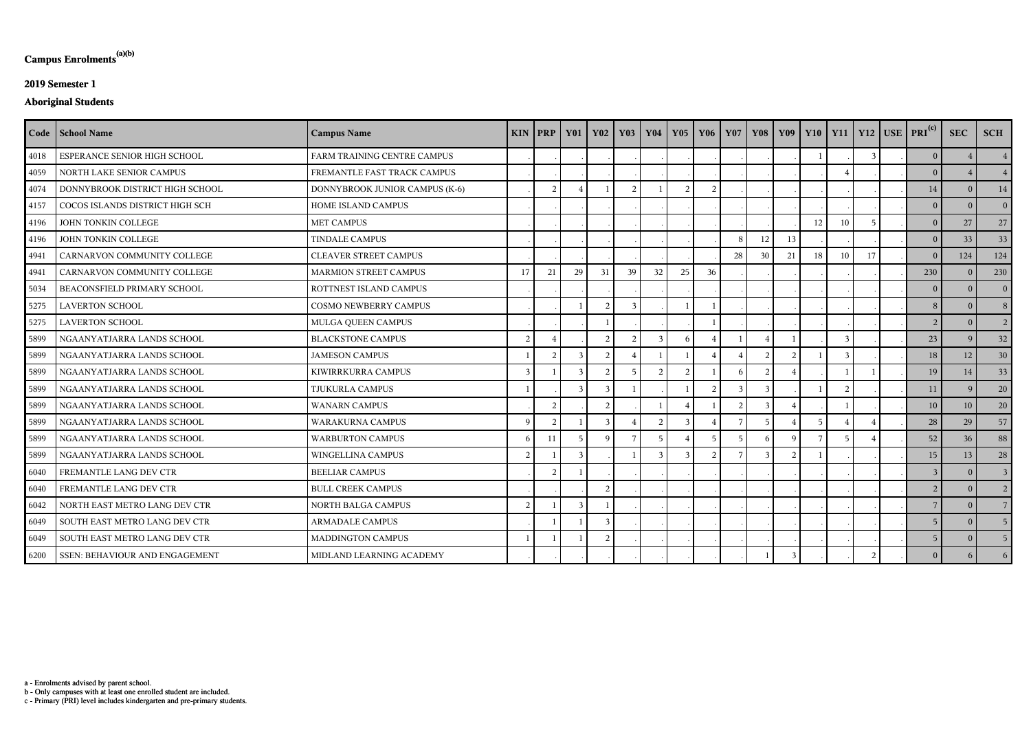**Campus Enrolments(a)(b)**

**2019 Semester 1**

**Aboriginal Students**

| Code | School Name | Campus Name | KIN | PRP | Y01 | Y02 | Y03 | Y04 | Y05 | Y06 | Y07 | Y08 | Y09 | Y10 | Y11 | Y12 | USE | PRI(c) | SEC | SCH |
|---|---|---|---|---|---|---|---|---|---|---|---|---|---|---|---|---|---|---|---|---|
| 4018 | ESPERANCE SENIOR HIGH SCHOOL | FARM TRAINING CENTRE CAMPUS | . | . | . | . | . | . | . | . | . | . | . | 1 | . | 3 | . | 0 | 4 | 4 |
| 4059 | NORTH LAKE SENIOR CAMPUS | FREMANTLE FAST TRACK CAMPUS | . | . | . | . | . | . | . | . | . | . | . | . | 4 | . | . | 0 | 4 | 4 |
| 4074 | DONNYBROOK DISTRICT HIGH SCHOOL | DONNYBROOK JUNIOR CAMPUS (K-6) | . | 2 | 4 | 1 | 2 | 1 | 2 | 2 | . | . | . | . | . | . | . | 14 | 0 | 14 |
| 4157 | COCOS ISLANDS DISTRICT HIGH SCH | HOME ISLAND CAMPUS | . | . | . | . | . | . | . | . | . | . | . | . | . | . | . | 0 | 0 | 0 |
| 4196 | JOHN TONKIN COLLEGE | MET CAMPUS | . | . | . | . | . | . | . | . | . | . | . | 12 | 10 | 5 | . | 0 | 27 | 27 |
| 4196 | JOHN TONKIN COLLEGE | TINDALE CAMPUS | . | . | . | . | . | . | . | . | 8 | 12 | 13 | . | . | . | . | 0 | 33 | 33 |
| 4941 | CARNARVON COMMUNITY COLLEGE | CLEAVER STREET CAMPUS | . | . | . | . | . | . | . | . | 28 | 30 | 21 | 18 | 10 | 17 | . | 0 | 124 | 124 |
| 4941 | CARNARVON COMMUNITY COLLEGE | MARMION STREET CAMPUS | 17 | 21 | 29 | 31 | 39 | 32 | 25 | 36 | . | . | . | . | . | . | . | 230 | 0 | 230 |
| 5034 | BEACONSFIELD PRIMARY SCHOOL | ROTTNEST ISLAND CAMPUS | . | . | . | . | . | . | . | . | . | . | . | . | . | . | . | 0 | 0 | 0 |
| 5275 | LAVERTON SCHOOL | COSMO NEWBERRY CAMPUS | . | . | 1 | 2 | 3 | . | 1 | 1 | . | . | . | . | . | . | . | 8 | 0 | 8 |
| 5275 | LAVERTON SCHOOL | MULGA QUEEN CAMPUS | . | . | . | 1 | . | . | . | 1 | . | . | . | . | . | . | . | 2 | 0 | 2 |
| 5899 | NGAANYATJARRA LANDS SCHOOL | BLACKSTONE CAMPUS | 2 | 4 | . | 2 | 2 | 3 | 6 | 4 | 1 | 4 | 1 | . | 3 | . | . | 23 | 9 | 32 |
| 5899 | NGAANYATJARRA LANDS SCHOOL | JAMESON CAMPUS | 1 | 2 | 3 | 2 | 4 | 1 | 1 | 4 | 4 | 2 | 2 | 1 | 3 | . | . | 18 | 12 | 30 |
| 5899 | NGAANYATJARRA LANDS SCHOOL | KIWIRRKURRA CAMPUS | 3 | 1 | 3 | 2 | 5 | 2 | 2 | 1 | 6 | 2 | 4 | . | 1 | 1 | . | 19 | 14 | 33 |
| 5899 | NGAANYATJARRA LANDS SCHOOL | TJUKURLA CAMPUS | 1 | . | 3 | 3 | 1 | . | 1 | 2 | 3 | 3 | . | 1 | 2 | . | . | 11 | 9 | 20 |
| 5899 | NGAANYATJARRA LANDS SCHOOL | WANARN CAMPUS | . | 2 | . | 2 | . | 1 | 4 | 1 | 2 | 3 | 4 | . | 1 | . | . | 10 | 10 | 20 |
| 5899 | NGAANYATJARRA LANDS SCHOOL | WARAKURNA CAMPUS | 9 | 2 | 1 | 3 | 4 | 2 | 3 | 4 | 7 | 5 | 4 | 5 | 4 | 4 | . | 28 | 29 | 57 |
| 5899 | NGAANYATJARRA LANDS SCHOOL | WARBURTON CAMPUS | 6 | 11 | 5 | 9 | 7 | 5 | 4 | 5 | 5 | 6 | 9 | 7 | 5 | 4 | . | 52 | 36 | 88 |
| 5899 | NGAANYATJARRA LANDS SCHOOL | WINGELLINA CAMPUS | 2 | 1 | 3 | . | 1 | 3 | 3 | 2 | 7 | 3 | 2 | 1 | . | . | . | 15 | 13 | 28 |
| 6040 | FREMANTLE LANG DEV CTR | BEELIAR CAMPUS | . | 2 | 1 | . | . | . | . | . | . | . | . | . | . | . | . | 3 | 0 | 3 |
| 6040 | FREMANTLE LANG DEV CTR | BULL CREEK CAMPUS | . | . | . | 2 | . | . | . | . | . | . | . | . | . | . | . | 2 | 0 | 2 |
| 6042 | NORTH EAST METRO LANG DEV CTR | NORTH BALGA CAMPUS | 2 | 1 | 3 | 1 | . | . | . | . | . | . | . | . | . | . | . | 7 | 0 | 7 |
| 6049 | SOUTH EAST METRO LANG DEV CTR | ARMADALE CAMPUS | . | 1 | 1 | 3 | . | . | . | . | . | . | . | . | . | . | . | 5 | 0 | 5 |
| 6049 | SOUTH EAST METRO LANG DEV CTR | MADDINGTON CAMPUS | 1 | 1 | 1 | 2 | . | . | . | . | . | . | . | . | . | . | . | 5 | 0 | 5 |
| 6200 | SSEN: BEHAVIOUR AND ENGAGEMENT | MIDLAND LEARNING ACADEMY | . | . | . | . | . | . | . | . | . | 1 | 3 | . | . | 2 | . | 0 | 6 | 6 |

a - Enrolments advised by parent school.
b - Only campuses with at least one enrolled student are included.
c - Primary (PRI) level includes kindergarten and pre-primary students.